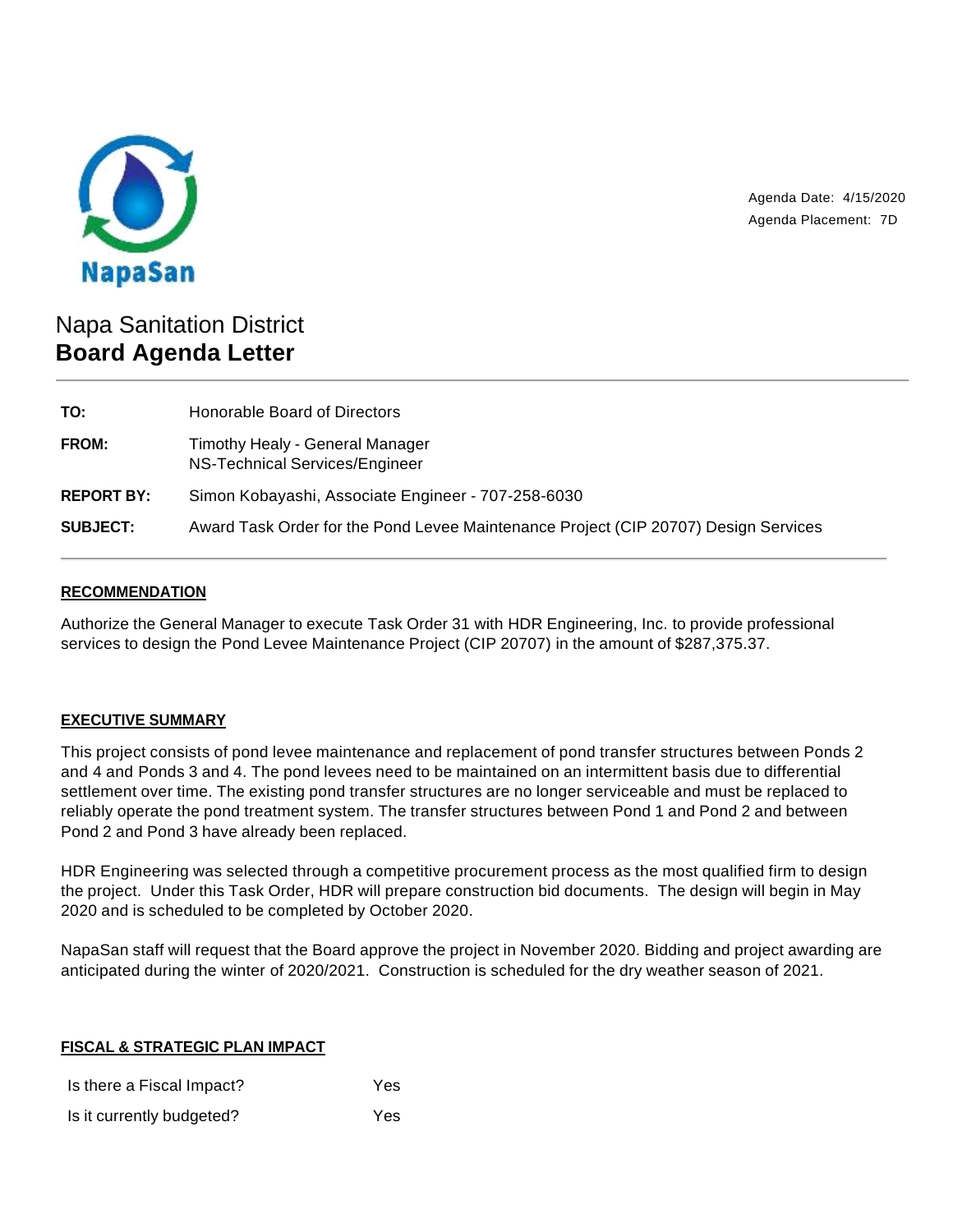NapaSan

Agenda Date: 4/15/2020
Agenda Placement: 7D

# Napa Sanitation District
# **Board Agenda Letter**

| | |
|---|---|
| **TO:** | Honorable Board of Directors |
| **FROM:** | Timothy Healy - General Manager<br>NS-Technical Services/Engineer |
| **REPORT BY:** | Simon Kobayashi, Associate Engineer - 707-258-6030 |
| **SUBJECT:** | Award Task Order for the Pond Levee Maintenance Project (CIP 20707) Design Services |

## RECOMMENDATION

Authorize the General Manager to execute Task Order 31 with HDR Engineering, Inc. to provide professional services to design the Pond Levee Maintenance Project (CIP 20707) in the amount of $287,375.37.

## EXECUTIVE SUMMARY

This project consists of pond levee maintenance and replacement of pond transfer structures between Ponds 2 and 4 and Ponds 3 and 4. The pond levees need to be maintained on an intermittent basis due to differential settlement over time. The existing pond transfer structures are no longer serviceable and must be replaced to reliably operate the pond treatment system. The transfer structures between Pond 1 and Pond 2 and between Pond 2 and Pond 3 have already been replaced.

HDR Engineering was selected through a competitive procurement process as the most qualified firm to design the project. Under this Task Order, HDR will prepare construction bid documents. The design will begin in May 2020 and is scheduled to be completed by October 2020.

NapaSan staff will request that the Board approve the project in November 2020. Bidding and project awarding are anticipated during the winter of 2020/2021. Construction is scheduled for the dry weather season of 2021.

## FISCAL & STRATEGIC PLAN IMPACT

| | |
|---|---|
| Is there a Fiscal Impact? | Yes |
| Is it currently budgeted? | Yes |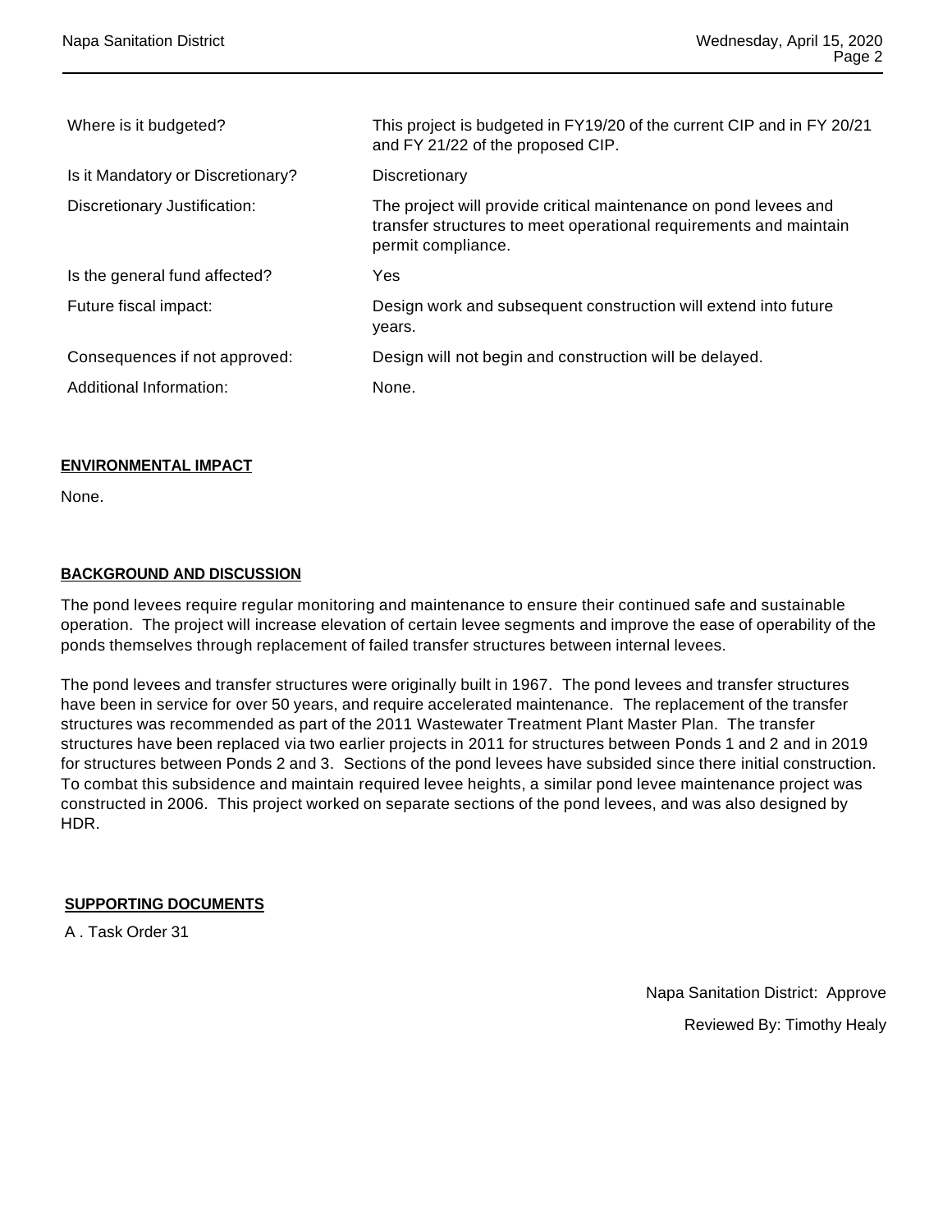| | |
|---|---|
| Where is it budgeted? | This project is budgeted in FY19/20 of the current CIP and in FY 20/21 and FY 21/22 of the proposed CIP. |
| Is it Mandatory or Discretionary? | Discretionary |
| Discretionary Justification: | The project will provide critical maintenance on pond levees and transfer structures to meet operational requirements and maintain permit compliance. |
| Is the general fund affected? | Yes |
| Future fiscal impact: | Design work and subsequent construction will extend into future years. |
| Consequences if not approved: | Design will not begin and construction will be delayed. |
| Additional Information: | None. |

**ENVIRONMENTAL IMPACT**

None.

**BACKGROUND AND DISCUSSION**

The pond levees require regular monitoring and maintenance to ensure their continued safe and sustainable operation. The project will increase elevation of certain levee segments and improve the ease of operability of the ponds themselves through replacement of failed transfer structures between internal levees.

The pond levees and transfer structures were originally built in 1967. The pond levees and transfer structures have been in service for over 50 years, and require accelerated maintenance. The replacement of the transfer structures was recommended as part of the 2011 Wastewater Treatment Plant Master Plan. The transfer structures have been replaced via two earlier projects in 2011 for structures between Ponds 1 and 2 and in 2019 for structures between Ponds 2 and 3. Sections of the pond levees have subsided since there initial construction. To combat this subsidence and maintain required levee heights, a similar pond levee maintenance project was constructed in 2006. This project worked on separate sections of the pond levees, and was also designed by HDR.

**SUPPORTING DOCUMENTS**

A . Task Order 31

Napa Sanitation District: Approve

Reviewed By: Timothy Healy